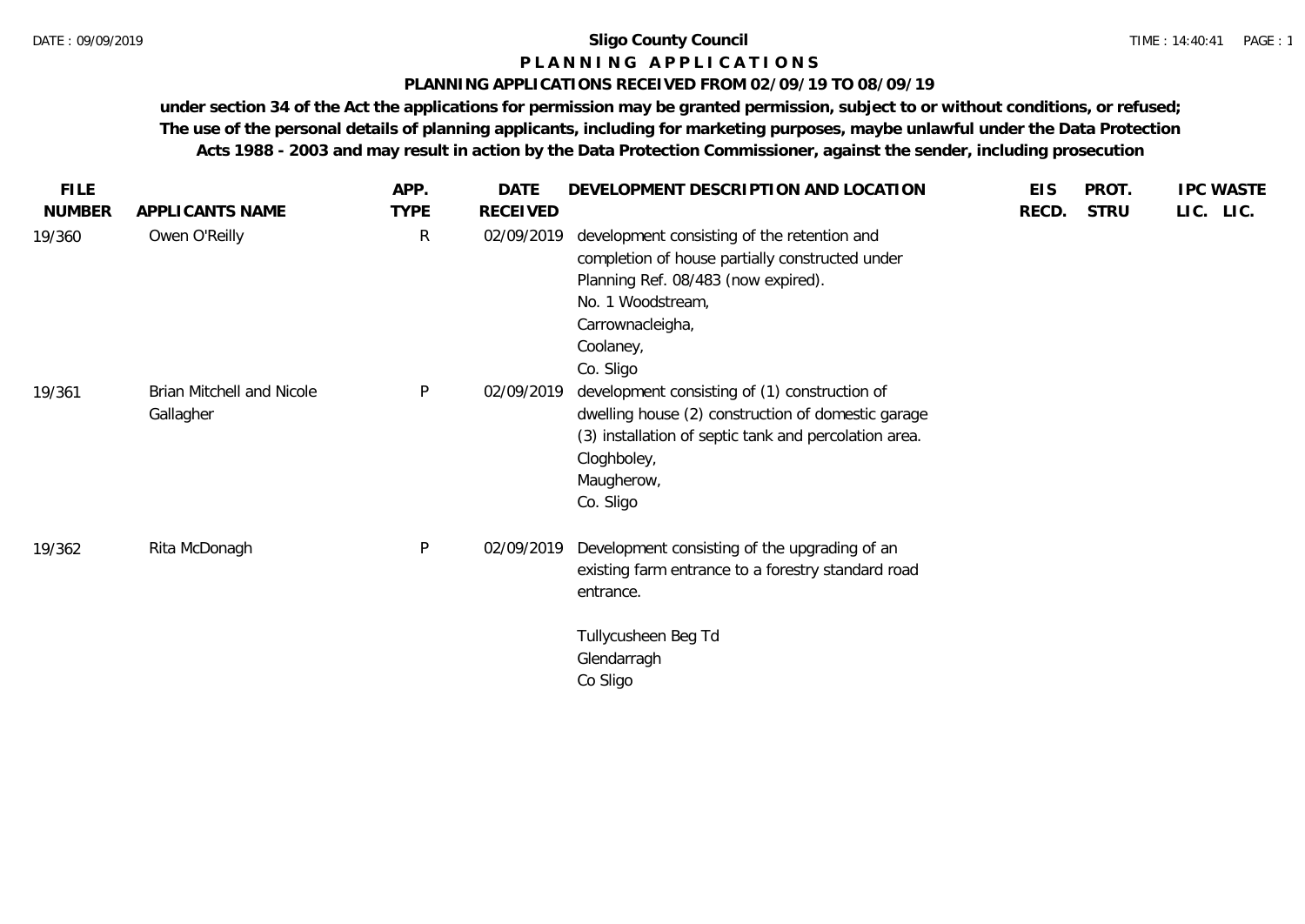**Sligo County Council**

# P L A N N I N G   A P P L I C A T I O N S

## PLANNING APPLICATIONS RECEIVED FROM 02/09/19 TO 08/09/19

**under section 34 of the Act the applications for permission may be granted permission, subject to or without conditions, or refused; The use of the personal details of planning applicants, including for marketing purposes, maybe unlawful under the Data Protection Acts 1988 - 2003 and may result in action by the Data Protection Commissioner, against the sender, including prosecution**

| FILE NUMBER | APPLICANTS NAME | APP. TYPE | DATE RECEIVED | DEVELOPMENT DESCRIPTION AND LOCATION | EIS RECD. | PROT. STRU | IPC LIC. | WASTE LIC. |
|---|---|---|---|---|---|---|---|---|
| 19/360 | Owen O'Reilly | R | 02/09/2019 | development consisting of the retention and completion of house partially constructed under Planning Ref. 08/483 (now expired).<br>No. 1 Woodstream,<br>Carrownacleigha,<br>Coolaney,<br>Co. Sligo | | | | |
| 19/361 | Brian Mitchell and Nicole Gallagher | P | 02/09/2019 | development consisting of (1) construction of dwelling house (2) construction of domestic garage (3) installation of septic tank and percolation area.<br>Cloghboley,<br>Maugherow,<br>Co. Sligo | | | | |
| 19/362 | Rita McDonagh | P | 02/09/2019 | Development consisting of the upgrading of an existing farm entrance to a forestry standard road entrance.<br><br>Tullycusheen Beg Td<br>Glendarragh<br>Co Sligo | | | | |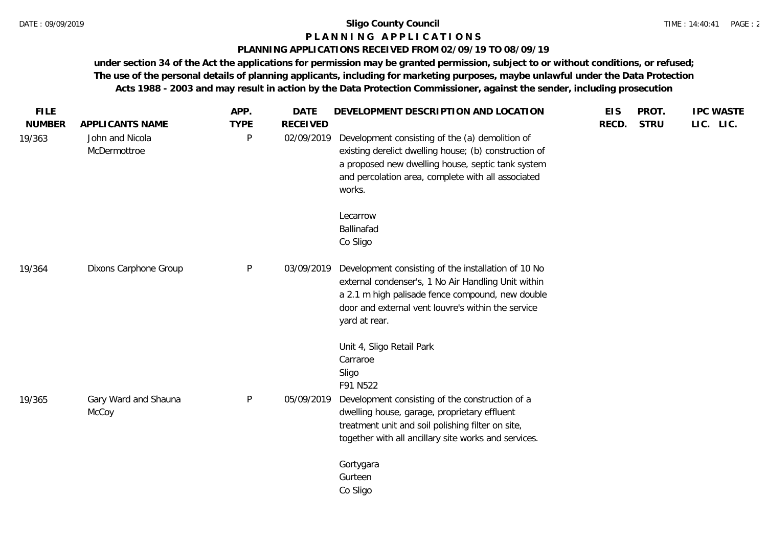**Sligo County Council**

**P L A N N I N G   A P P L I C A T I O N S**

**PLANNING APPLICATIONS RECEIVED FROM 02/09/19 TO 08/09/19**

**under section 34 of the Act the applications for permission may be granted permission, subject to or without conditions, or refused; The use of the personal details of planning applicants, including for marketing purposes, maybe unlawful under the Data Protection Acts 1988 - 2003 and may result in action by the Data Protection Commissioner, against the sender, including prosecution**

| FILE NUMBER | APPLICANTS NAME | APP. TYPE | DATE RECEIVED | DEVELOPMENT DESCRIPTION AND LOCATION | EIS RECD. | PROT. STRU | IPC LIC. | WASTE LIC. |
|---|---|---|---|---|---|---|---|---|
| 19/363 | John and Nicola McDermottroe | P | 02/09/2019 | Development consisting of the (a) demolition of existing derelict dwelling house; (b) construction of a proposed new dwelling house, septic tank system and percolation area, complete with all associated works.<br><br>Lecarrow<br>Ballinafad<br>Co Sligo | | | | |
| 19/364 | Dixons Carphone Group | P | 03/09/2019 | Development consisting of the installation of 10 No external condenser's, 1 No Air Handling Unit within a 2.1 m high palisade fence compound, new double door and external vent louvre's within the service yard at rear.<br><br>Unit 4, Sligo Retail Park<br>Carraroe<br>Sligo<br>F91 N522 | | | | |
| 19/365 | Gary Ward and Shauna McCoy | P | 05/09/2019 | Development consisting of the construction of a dwelling house, garage, proprietary effluent treatment unit and soil polishing filter on site, together with all ancillary site works and services.<br><br>Gortygara<br>Gurteen<br>Co Sligo | | | | |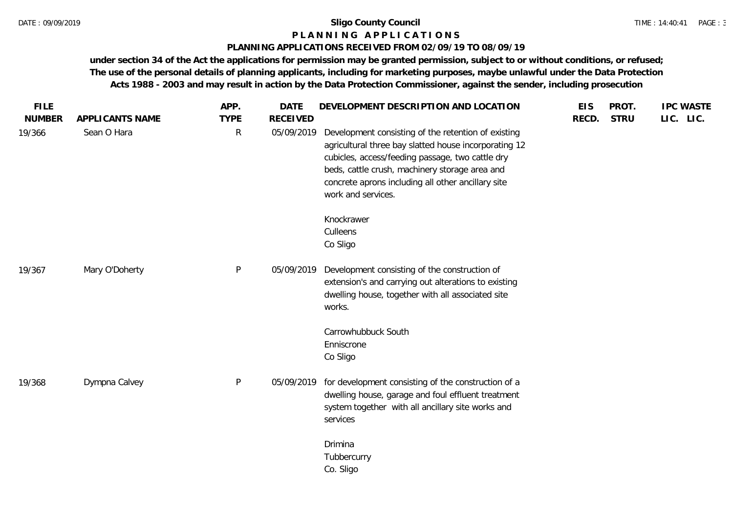**Sligo County Council**

**P L A N N I N G  A P P L I C A T I O N S**

**PLANNING APPLICATIONS RECEIVED FROM 02/09/19 TO 08/09/19**

**under section 34 of the Act the applications for permission may be granted permission, subject to or without conditions, or refused; The use of the personal details of planning applicants, including for marketing purposes, maybe unlawful under the Data Protection Acts 1988 - 2003 and may result in action by the Data Protection Commissioner, against the sender, including prosecution**

| FILE NUMBER | APPLICANTS NAME | APP. TYPE | DATE RECEIVED | DEVELOPMENT DESCRIPTION AND LOCATION | EIS RECD. | PROT. STRU | IPC LIC. | WASTE LIC. |
|---|---|---|---|---|---|---|---|---|
| 19/366 | Sean O Hara | R | 05/09/2019 | Development consisting of the retention of existing agricultural three bay slatted house incorporating 12 cubicles, access/feeding passage, two cattle dry beds, cattle crush, machinery storage area and concrete aprons including all other ancillary site work and services.<br><br>Knockrawer<br>Culleens<br>Co Sligo | | | | |
| 19/367 | Mary O'Doherty | P | 05/09/2019 | Development consisting of the construction of extension's and carrying out alterations to existing dwelling house, together with all associated site works.<br><br>Carrowhubbuck South<br>Enniscrone<br>Co Sligo | | | | |
| 19/368 | Dympna Calvey | P | 05/09/2019 | for development consisting of the construction of a dwelling house, garage and foul effluent treatment system together with all ancillary site works and services<br><br>Drimina<br>Tubbercurry<br>Co. Sligo | | | | |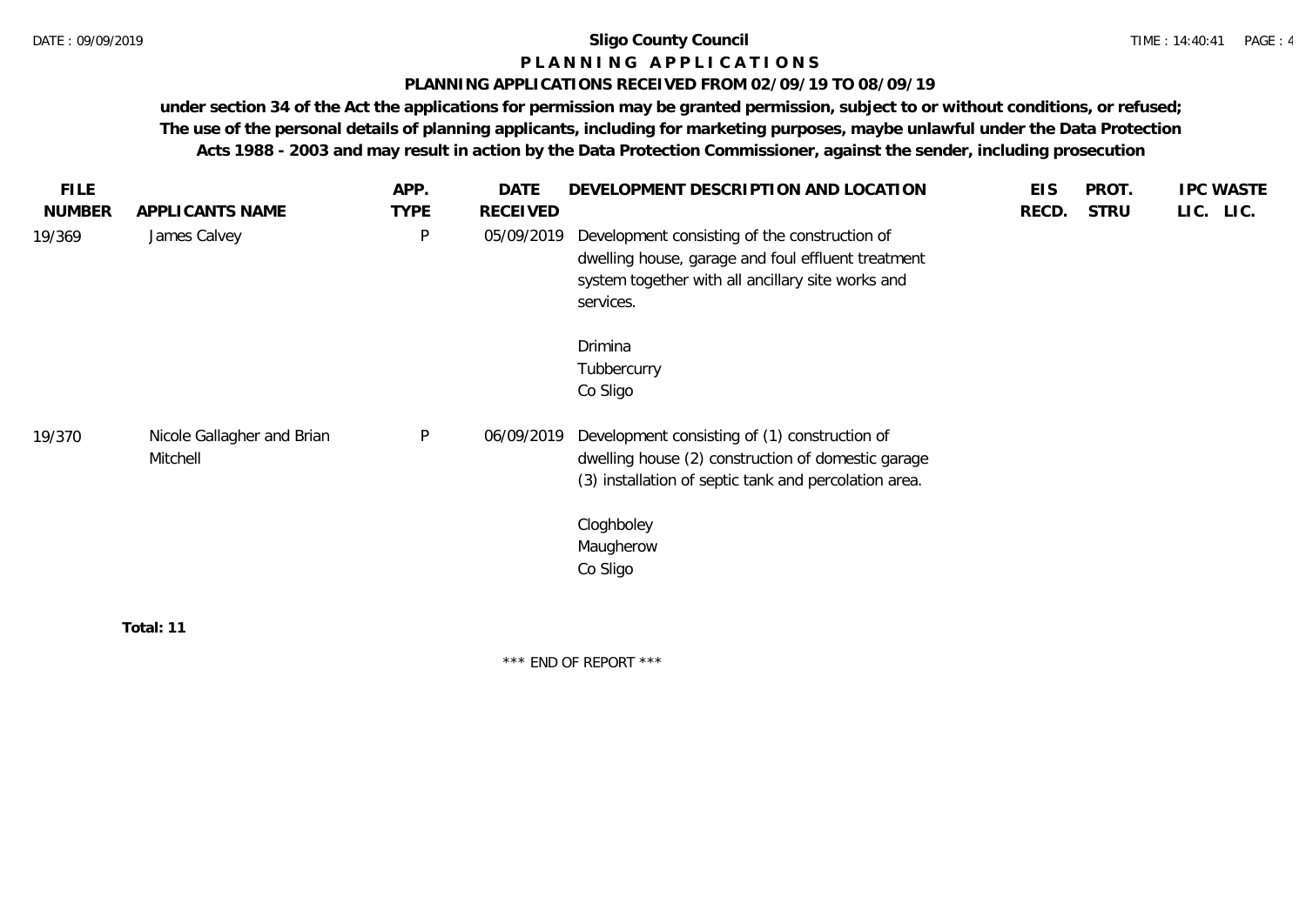# Sligo County Council

## P L A N N I N G  A P P L I C A T I O N S

### PLANNING APPLICATIONS RECEIVED FROM 02/09/19 TO 08/09/19

**under section 34 of the Act the applications for permission may be granted permission, subject to or without conditions, or refused; The use of the personal details of planning applicants, including for marketing purposes, maybe unlawful under the Data Protection Acts 1988 - 2003 and may result in action by the Data Protection Commissioner, against the sender, including prosecution**

| FILE NUMBER | APPLICANTS NAME | APP. TYPE | DATE RECEIVED | DEVELOPMENT DESCRIPTION AND LOCATION | EIS RECD. | PROT. STRU | IPC LIC. | WASTE LIC. |
|---|---|---|---|---|---|---|---|---|
| 19/369 | James Calvey | P | 05/09/2019 | Development consisting of the construction of dwelling house, garage and foul effluent treatment system together with all ancillary site works and services.<br><br>Drimina<br>Tubbercurry<br>Co Sligo | | | | |
| 19/370 | Nicole Gallagher and Brian Mitchell | P | 06/09/2019 | Development consisting of (1) construction of dwelling house (2) construction of domestic garage (3) installation of septic tank and percolation area.<br><br>Cloghboley<br>Maugherow<br>Co Sligo | | | | |

**Total: 11**

\*\*\* END OF REPORT \*\*\*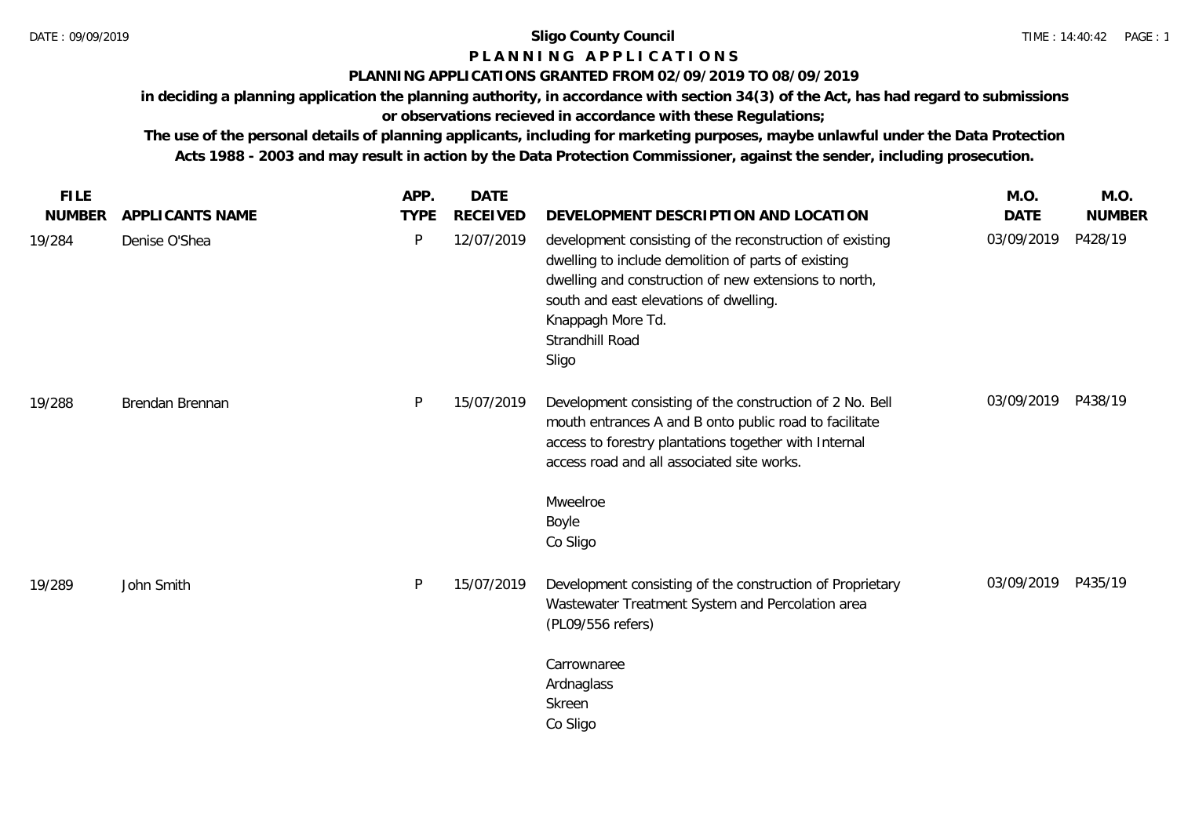**Sligo County Council**

**P L A N N I N G   A P P L I C A T I O N S**

**PLANNING APPLICATIONS GRANTED FROM 02/09/2019 TO 08/09/2019**

**in deciding a planning application the planning authority, in accordance with section 34(3) of the Act, has had regard to submissions or observations recieved in accordance with these Regulations;**

**The use of the personal details of planning applicants, including for marketing purposes, maybe unlawful under the Data Protection Acts 1988 - 2003 and may result in action by the Data Protection Commissioner, against the sender, including prosecution.**

| FILE NUMBER | APPLICANTS NAME | APP. TYPE | DATE RECEIVED | DEVELOPMENT DESCRIPTION AND LOCATION | M.O. DATE | M.O. NUMBER |
|---|---|---|---|---|---|---|
| 19/284 | Denise O'Shea | P | 12/07/2019 | development consisting of the reconstruction of existing dwelling to include demolition of parts of existing dwelling and construction of new extensions to north, south and east elevations of dwelling.<br>Knappagh More Td.<br>Strandhill Road<br>Sligo | 03/09/2019 | P428/19 |
| 19/288 | Brendan Brennan | P | 15/07/2019 | Development consisting of the construction of 2 No. Bell mouth entrances A and B onto public road to facilitate access to forestry plantations together with Internal access road and all associated site works.<br>Mweelroe<br>Boyle<br>Co Sligo | 03/09/2019 | P438/19 |
| 19/289 | John Smith | P | 15/07/2019 | Development consisting of the construction of Proprietary Wastewater Treatment System and Percolation area (PL09/556 refers)<br>Carrownaree<br>Ardnaglass<br>Skreen<br>Co Sligo | 03/09/2019 | P435/19 |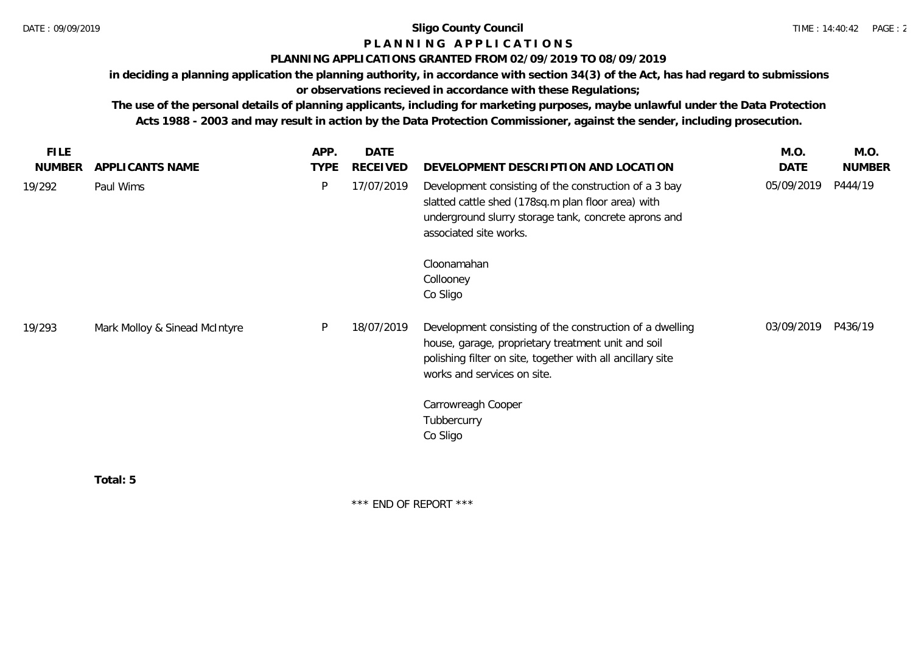**Sligo County Council**

**P L A N N I N G   A P P L I C A T I O N S**

**PLANNING APPLICATIONS GRANTED FROM 02/09/2019 TO 08/09/2019**

**in deciding a planning application the planning authority, in accordance with section 34(3) of the Act, has had regard to submissions or observations recieved in accordance with these Regulations;**

**The use of the personal details of planning applicants, including for marketing purposes, maybe unlawful under the Data Protection Acts 1988 - 2003 and may result in action by the Data Protection Commissioner, against the sender, including prosecution.**

| FILE NUMBER | APPLICANTS NAME | APP. TYPE | DATE RECEIVED | DEVELOPMENT DESCRIPTION AND LOCATION | M.O. DATE | M.O. NUMBER |
|---|---|---|---|---|---|---|
| 19/292 | Paul Wims | P | 17/07/2019 | Development consisting of the construction of a 3 bay slatted cattle shed (178sq.m plan floor area) with underground slurry storage tank, concrete aprons and associated site works.<br><br>Cloonamahan<br>Collooney<br>Co Sligo | 05/09/2019 | P444/19 |
| 19/293 | Mark Molloy & Sinead McIntyre | P | 18/07/2019 | Development consisting of the construction of a dwelling house, garage, proprietary treatment unit and soil polishing filter on site, together with all ancillary site works and services on site.<br><br>Carrowreagh Cooper<br>Tubbercurry<br>Co Sligo | 03/09/2019 | P436/19 |

**Total: 5**

\*\*\* END OF REPORT \*\*\*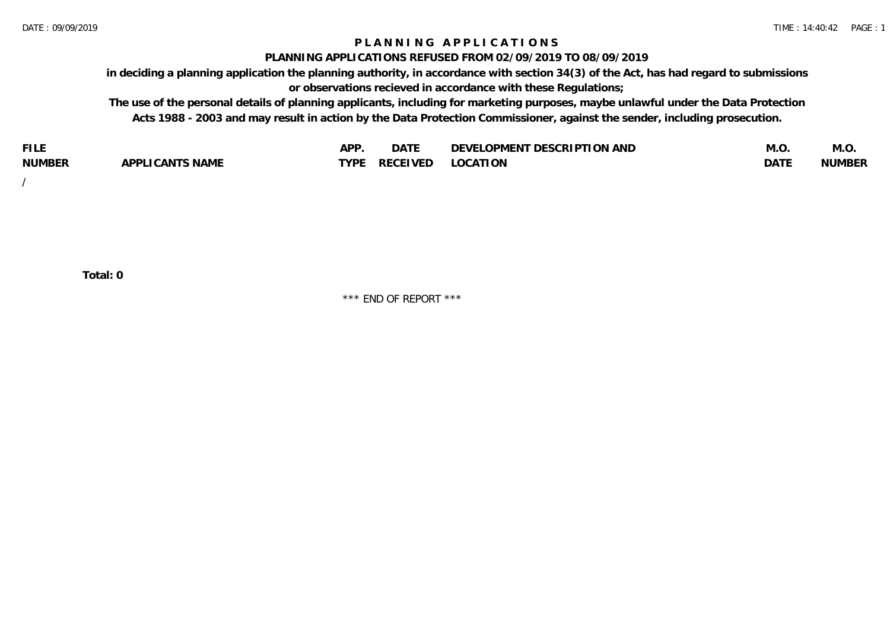# P L A N N I N G A P P L I C A T I O N S

## PLANNING APPLICATIONS REFUSED FROM 02/09/2019 TO 08/09/2019

**in deciding a planning application the planning authority, in accordance with section 34(3) of the Act, has had regard to submissions or observations recieved in accordance with these Regulations;**

**The use of the personal details of planning applicants, including for marketing purposes, maybe unlawful under the Data Protection Acts 1988 - 2003 and may result in action by the Data Protection Commissioner, against the sender, including prosecution.**

| FILE NUMBER | APPLICANTS NAME | APP. TYPE | DATE RECEIVED | DEVELOPMENT DESCRIPTION AND LOCATION | M.O. DATE | M.O. NUMBER |
|---|---|---|---|---|---|---|
| / | | | | | | |

**Total: 0**

*** END OF REPORT ***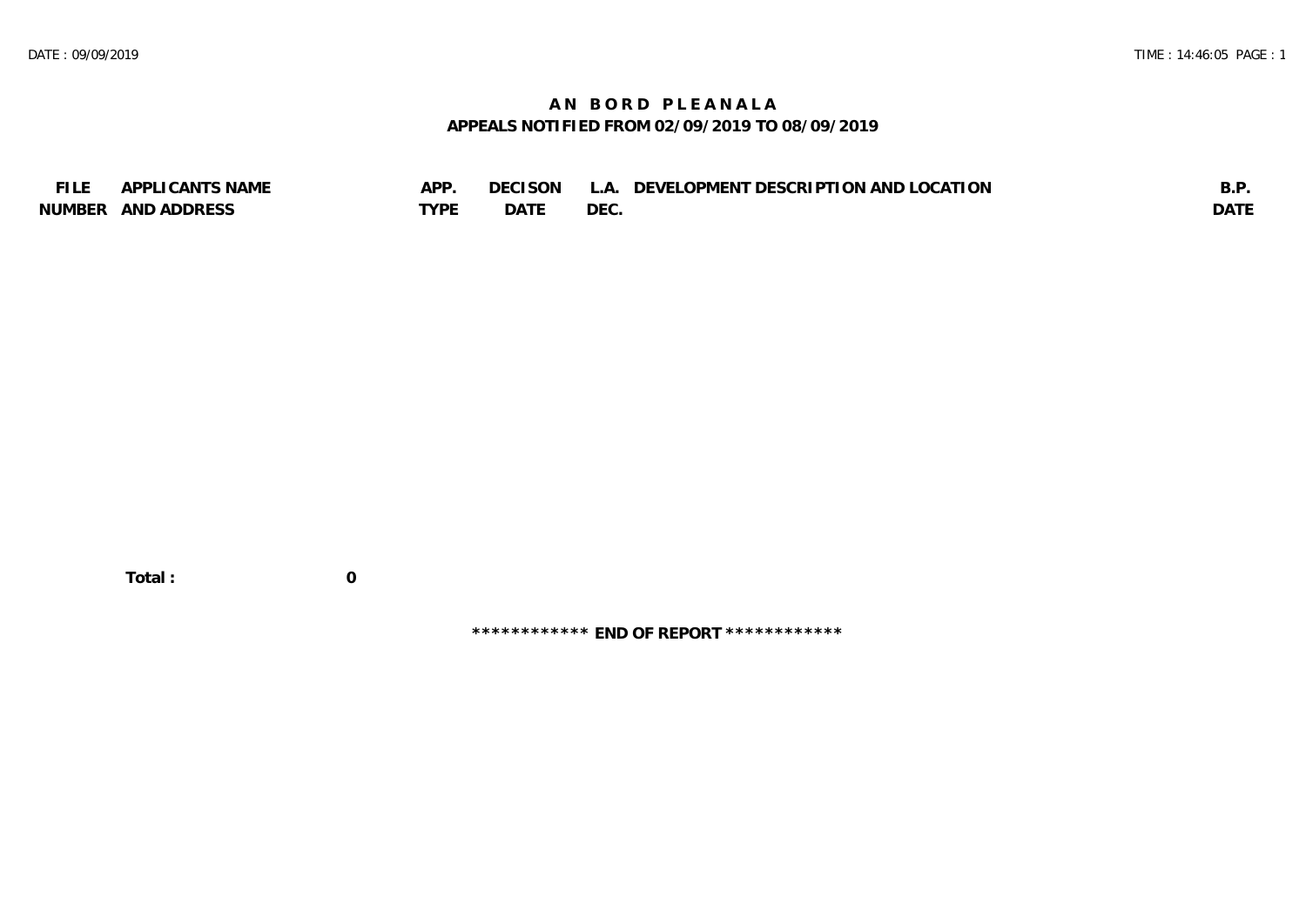# AN BORD PLEANALA

## APPEALS NOTIFIED FROM 02/09/2019 TO 08/09/2019

| FILE NUMBER | APPLICANTS NAME AND ADDRESS | APP. TYPE | DECISON DATE | L.A. DEC. | DEVELOPMENT DESCRIPTION AND LOCATION | B.P. DATE |
|---|---|---|---|---|---|---|

**Total : 0**

**************** END OF REPORT ****************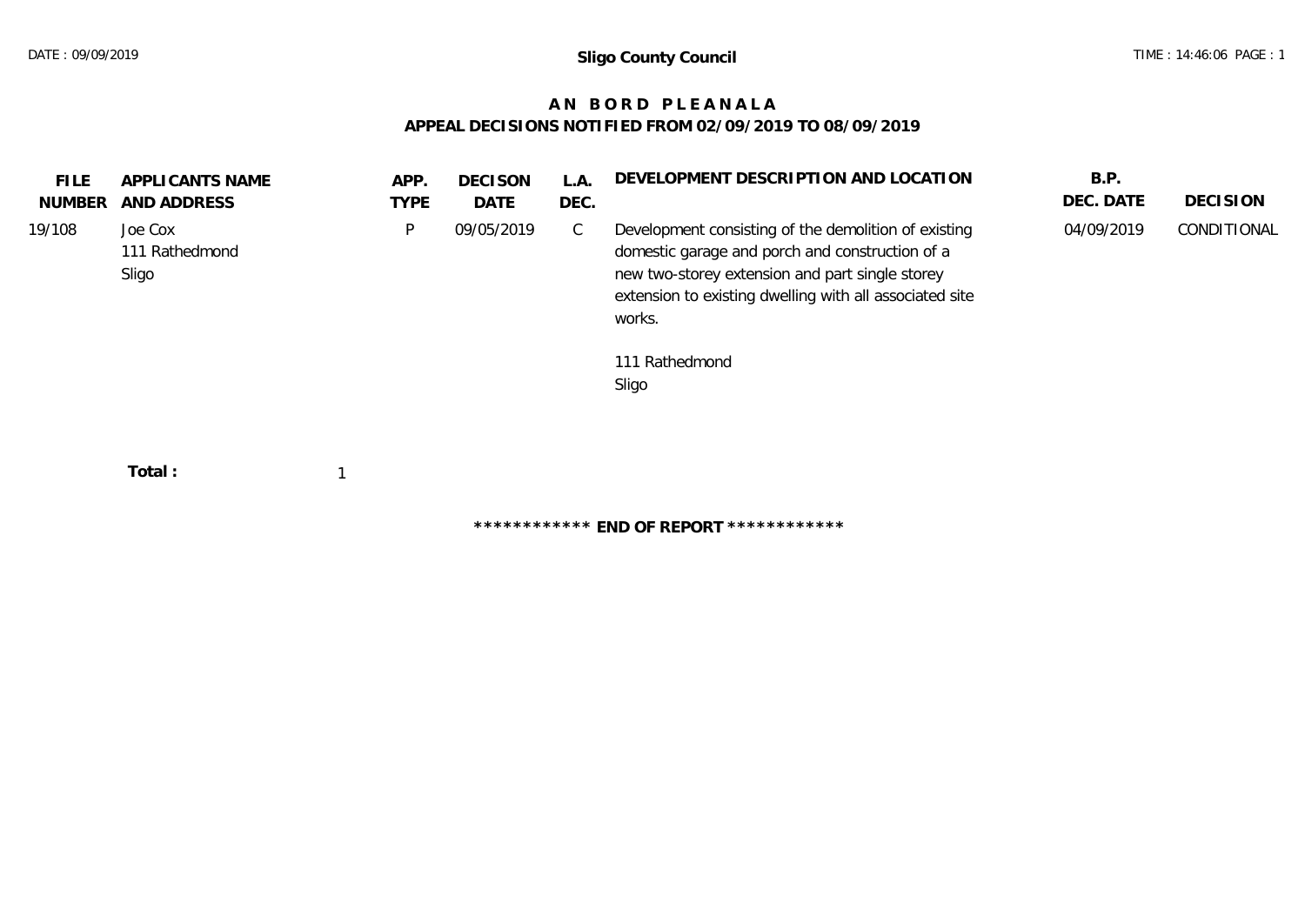Sligo County Council

# AN BORD PLEANALA
## APPEAL DECISIONS NOTIFIED FROM 02/09/2019 TO 08/09/2019

| FILE NUMBER | APPLICANTS NAME AND ADDRESS | APP. TYPE | DECISON DATE | L.A. DEC. | DEVELOPMENT DESCRIPTION AND LOCATION | B.P. DEC. DATE | DECISION |
|---|---|---|---|---|---|---|---|
| 19/108 | Joe Cox<br>111 Rathedmond<br>Sligo | P | 09/05/2019 | C | Development consisting of the demolition of existing domestic garage and porch and construction of a new two-storey extension and part single storey extension to existing dwelling with all associated site works.<br><br>111 Rathedmond<br>Sligo | 04/09/2019 | CONDITIONAL |

**Total :** 1

************ **END OF REPORT** ************